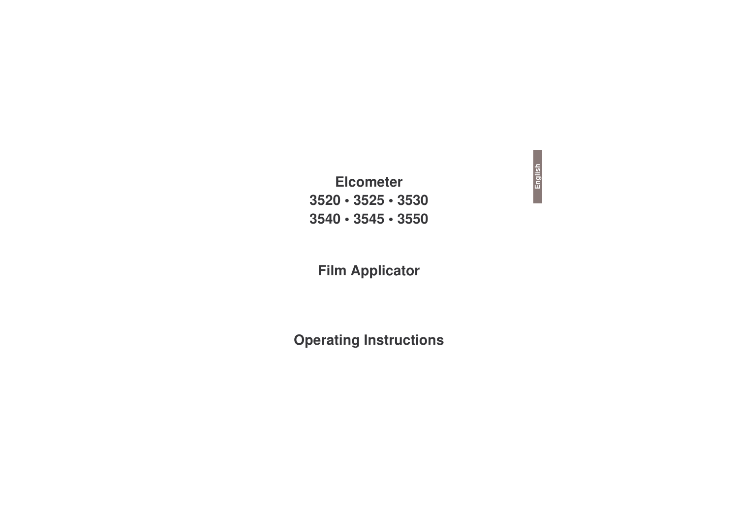# Elcometer
# 3520 • 3525 • 3530
# 3540 • 3545 • 3550

## Film Applicator

## Operating Instructions

English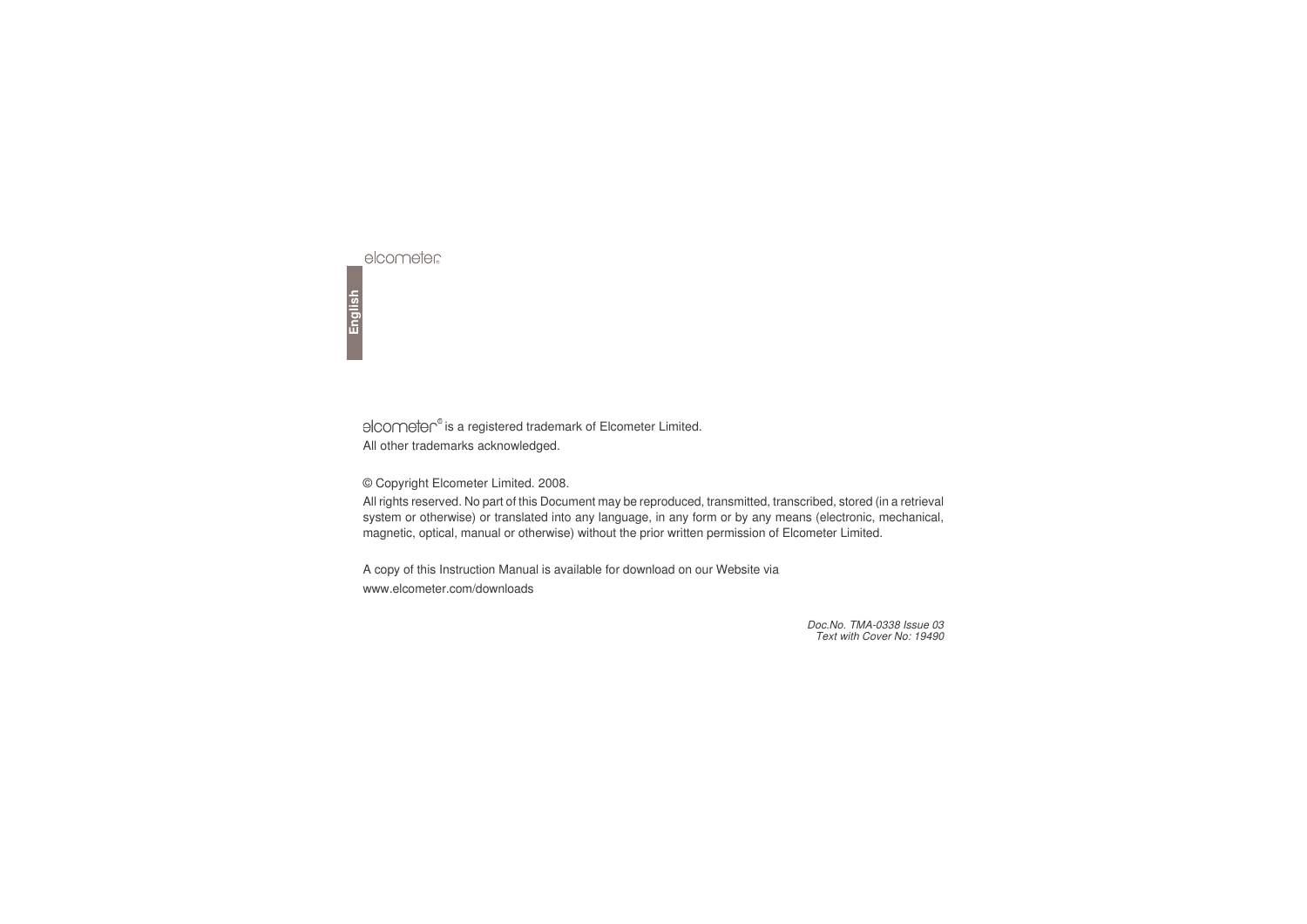elcometer® is a registered trademark of Elcometer Limited.

All other trademarks acknowledged.

© Copyright Elcometer Limited. 2008.

All rights reserved. No part of this Document may be reproduced, transmitted, transcribed, stored (in a retrieval system or otherwise) or translated into any language, in any form or by any means (electronic, mechanical, magnetic, optical, manual or otherwise) without the prior written permission of Elcometer Limited.

A copy of this Instruction Manual is available for download on our Website via www.elcometer.com/downloads

*Doc.No. TMA-0338 Issue 03*
*Text with Cover No: 19490*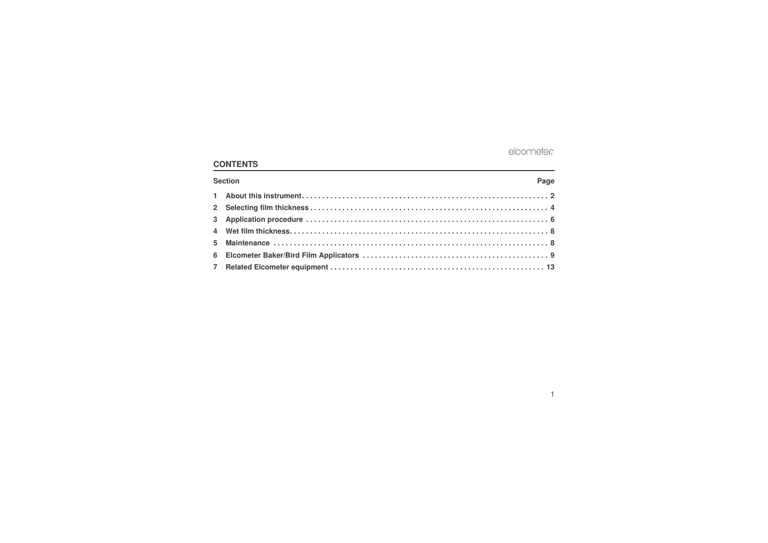## CONTENTS

| Section | | Page |
|---|---|---|
| 1 | About this instrument | 2 |
| 2 | Selecting film thickness | 4 |
| 3 | Application procedure | 6 |
| 4 | Wet film thickness | 8 |
| 5 | Maintenance | 8 |
| 6 | Elcometer Baker/Bird Film Applicators | 9 |
| 7 | Related Elcometer equipment | 13 |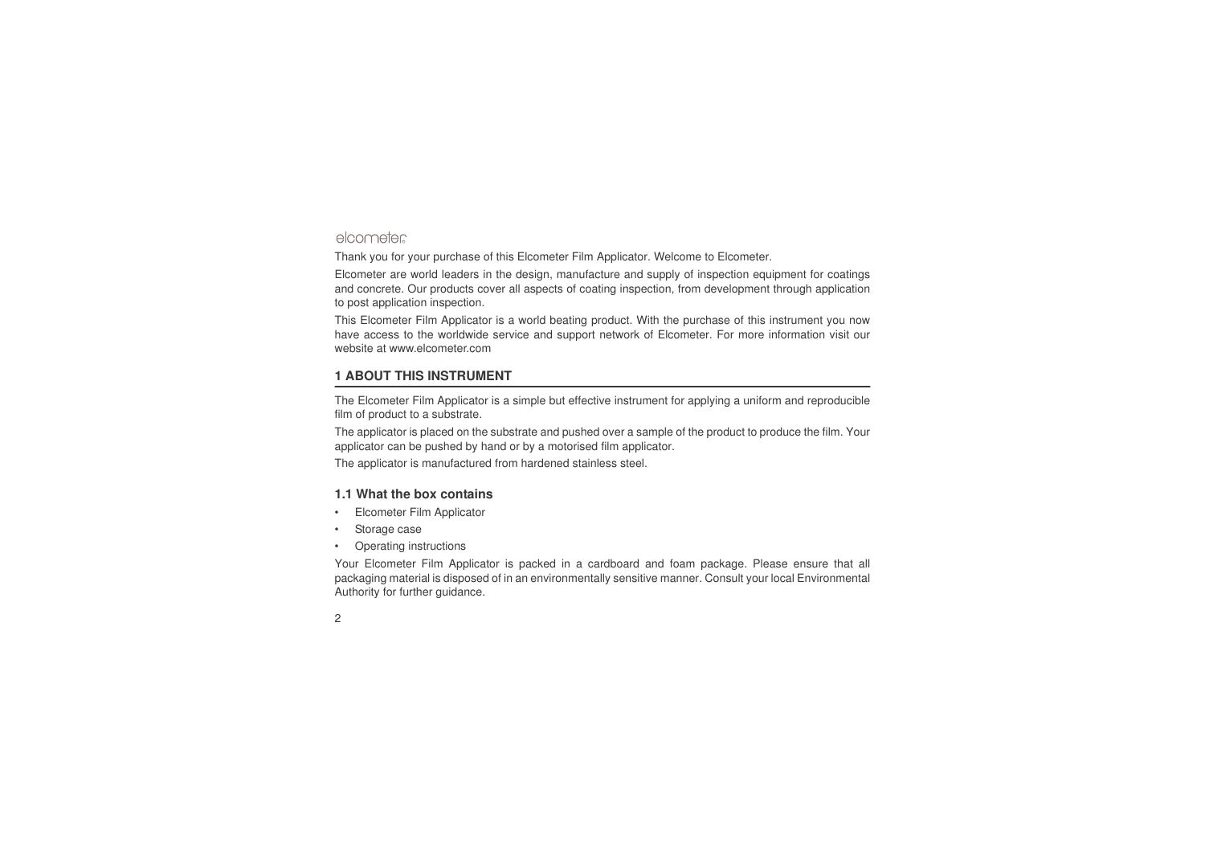elcometer

Thank you for your purchase of this Elcometer Film Applicator. Welcome to Elcometer.

Elcometer are world leaders in the design, manufacture and supply of inspection equipment for coatings and concrete. Our products cover all aspects of coating inspection, from development through application to post application inspection.

This Elcometer Film Applicator is a world beating product. With the purchase of this instrument you now have access to the worldwide service and support network of Elcometer. For more information visit our website at www.elcometer.com

## 1 ABOUT THIS INSTRUMENT

The Elcometer Film Applicator is a simple but effective instrument for applying a uniform and reproducible film of product to a substrate.

The applicator is placed on the substrate and pushed over a sample of the product to produce the film. Your applicator can be pushed by hand or by a motorised film applicator.

The applicator is manufactured from hardened stainless steel.

### 1.1 What the box contains

- Elcometer Film Applicator
- Storage case
- Operating instructions

Your Elcometer Film Applicator is packed in a cardboard and foam package. Please ensure that all packaging material is disposed of in an environmentally sensitive manner. Consult your local Environmental Authority for further guidance.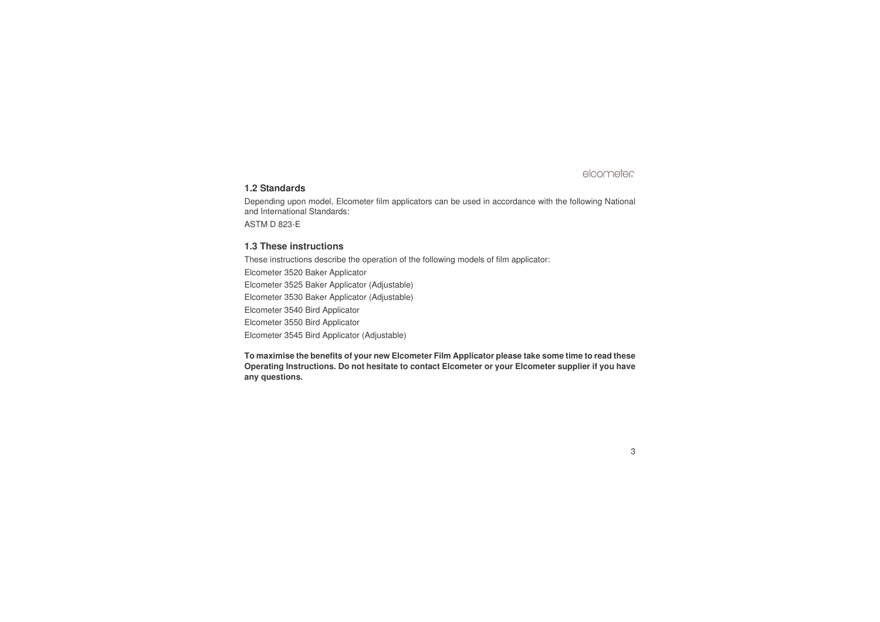## 1.2 Standards

Depending upon model, Elcometer film applicators can be used in accordance with the following National and International Standards:

ASTM D 823-E

## 1.3 These instructions

These instructions describe the operation of the following models of film applicator:

Elcometer 3520 Baker Applicator

Elcometer 3525 Baker Applicator (Adjustable)

Elcometer 3530 Baker Applicator (Adjustable)

Elcometer 3540 Bird Applicator

Elcometer 3550 Bird Applicator

Elcometer 3545 Bird Applicator (Adjustable)

**To maximise the benefits of your new Elcometer Film Applicator please take some time to read these Operating Instructions. Do not hesitate to contact Elcometer or your Elcometer supplier if you have any questions.**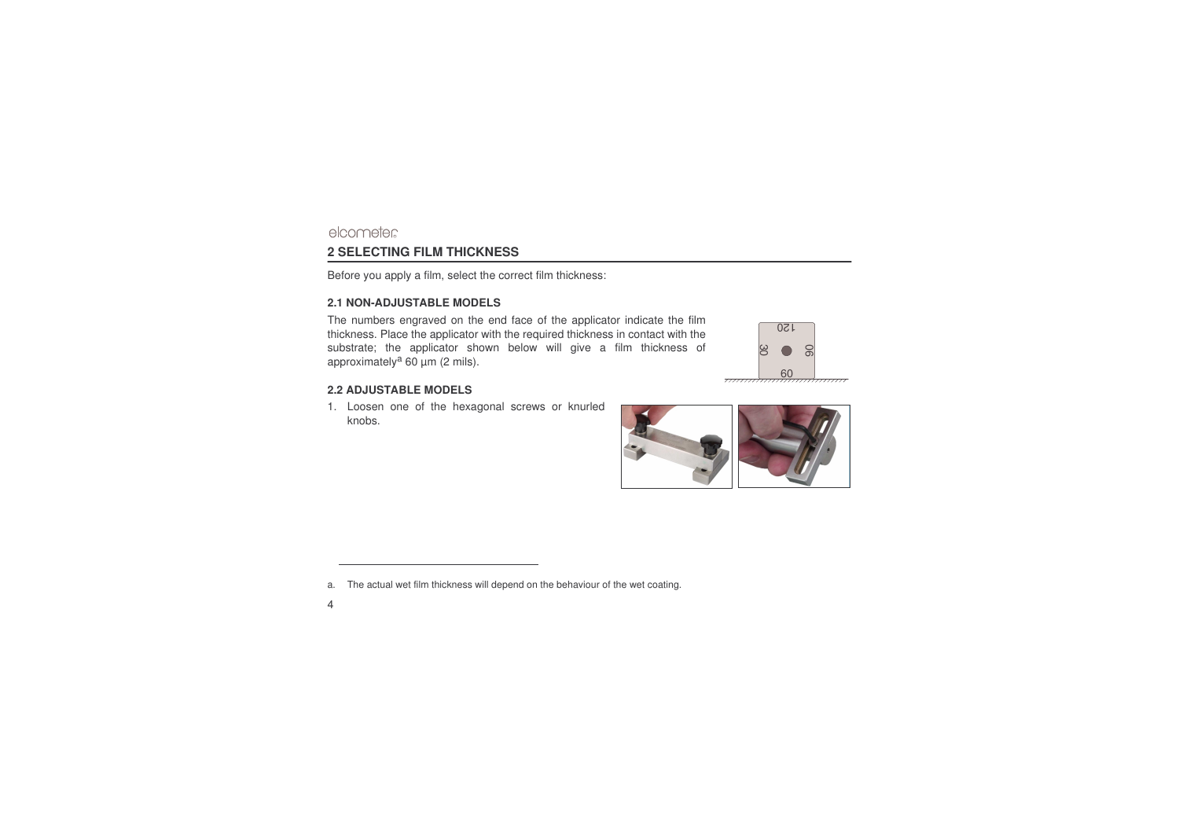## 2 SELECTING FILM THICKNESS

Before you apply a film, select the correct film thickness:

### 2.1 NON-ADJUSTABLE MODELS

The numbers engraved on the end face of the applicator indicate the film thickness. Place the applicator with the required thickness in contact with the substrate; the applicator shown below will give a film thickness of approximately[a] 60 µm (2 mils).

### 2.2 ADJUSTABLE MODELS

1. Loosen one of the hexagonal screws or knurled knobs.

---

a. The actual wet film thickness will depend on the behaviour of the wet coating.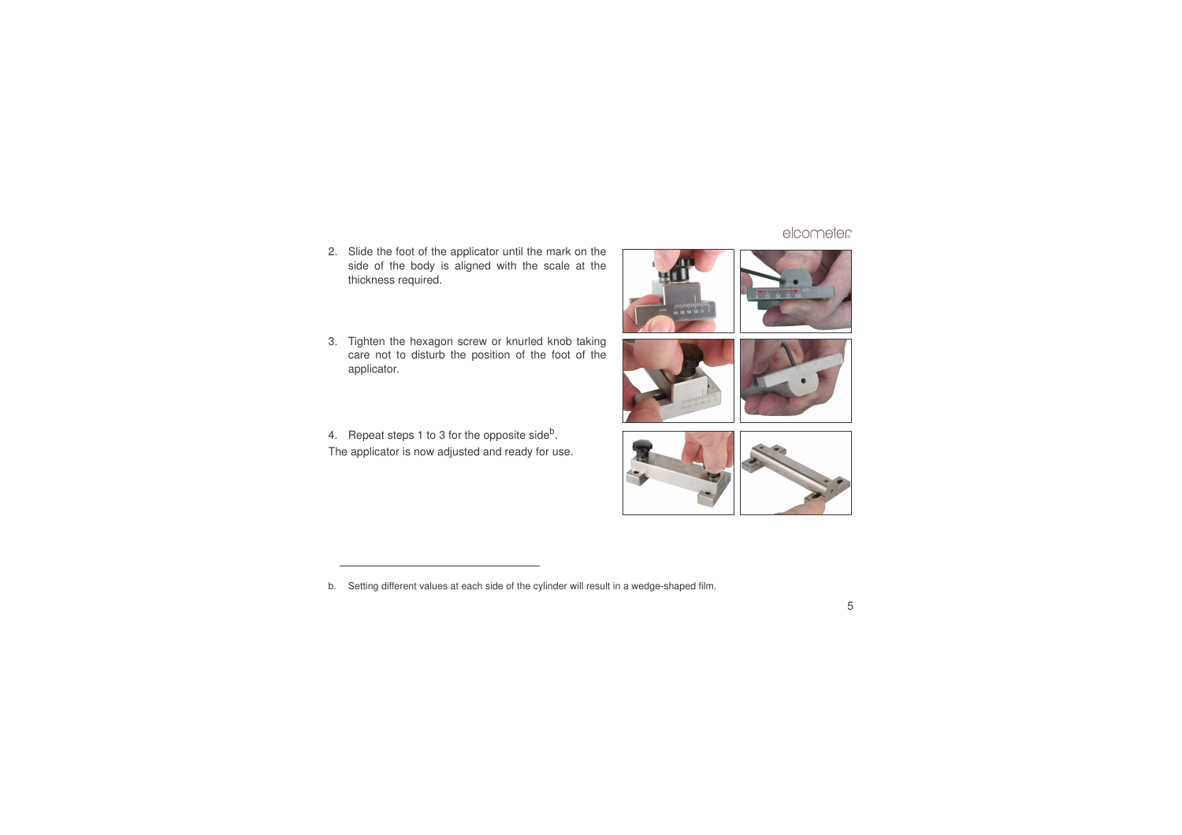2. Slide the foot of the applicator until the mark on the side of the body is aligned with the scale at the thickness required.

3. Tighten the hexagon screw or knurled knob taking care not to disturb the position of the foot of the applicator.

4. Repeat steps 1 to 3 for the opposite side[b].

The applicator is now adjusted and ready for use.

b. Setting different values at each side of the cylinder will result in a wedge-shaped film.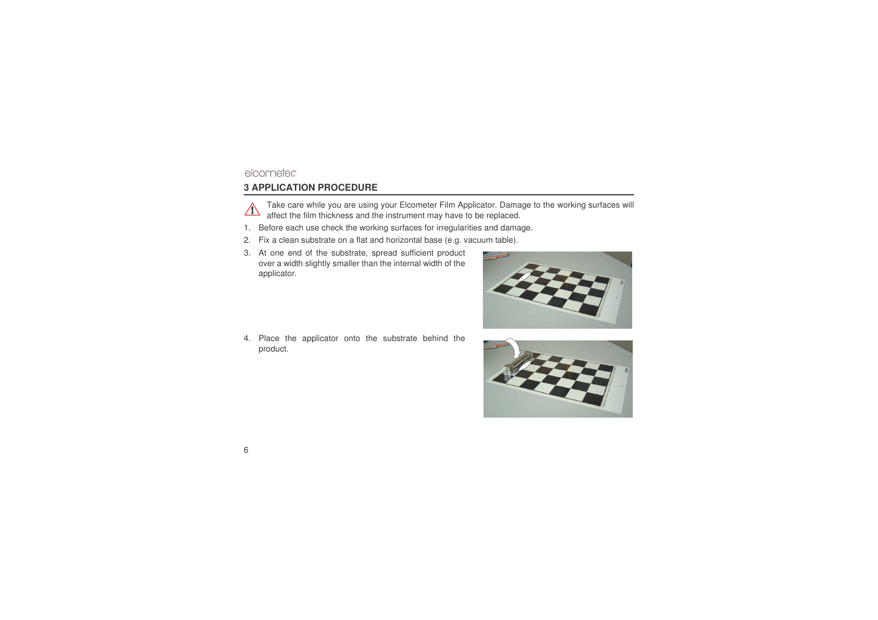## 3 APPLICATION PROCEDURE

Take care while you are using your Elcometer Film Applicator. Damage to the working surfaces will affect the film thickness and the instrument may have to be replaced.

1. Before each use check the working surfaces for irregularities and damage.
2. Fix a clean substrate on a flat and horizontal base (e.g. vacuum table).
3. At one end of the substrate, spread sufficient product over a width slightly smaller than the internal width of the applicator.
4. Place the applicator onto the substrate behind the product.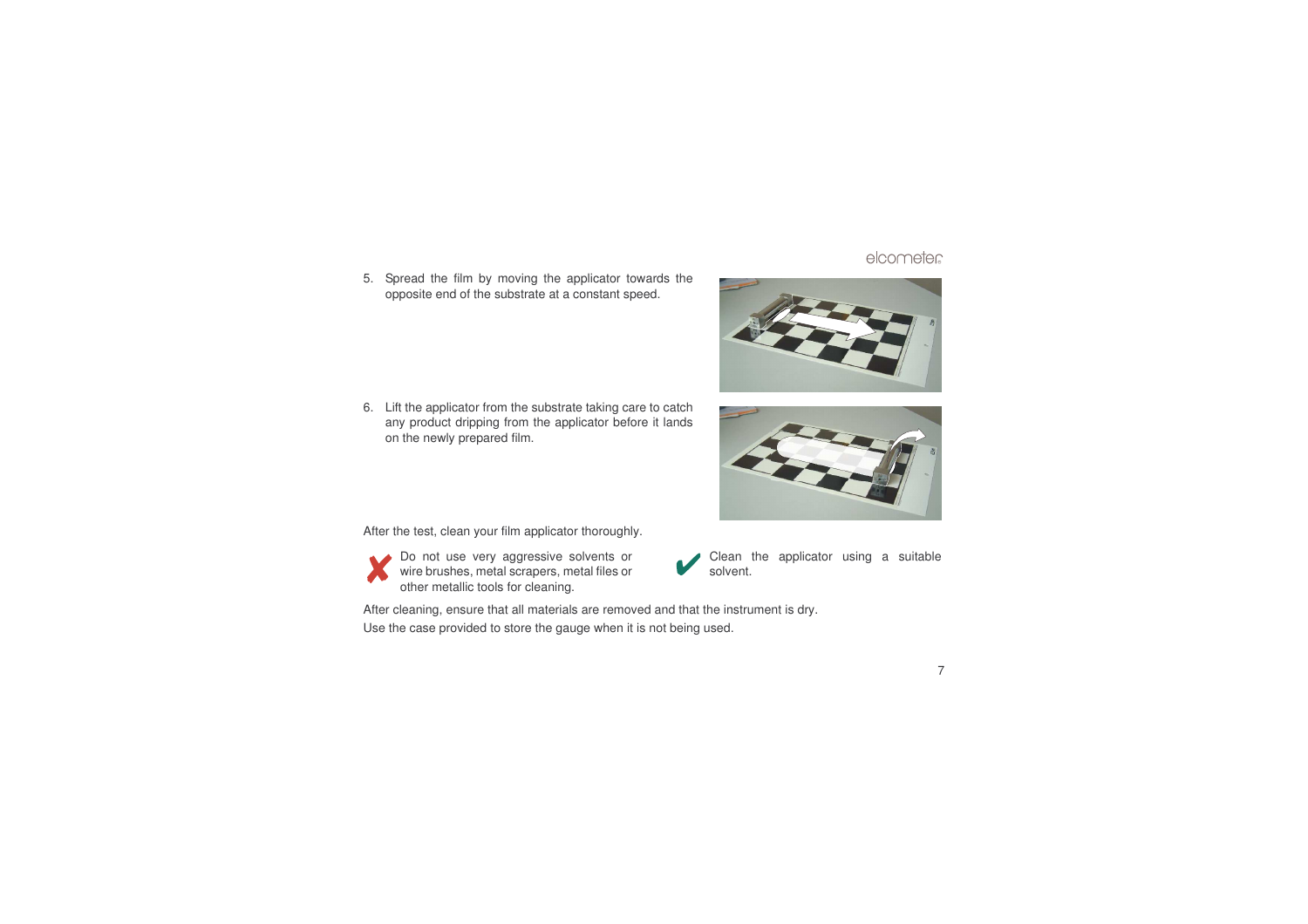5. Spread the film by moving the applicator towards the opposite end of the substrate at a constant speed.

6. Lift the applicator from the substrate taking care to catch any product dripping from the applicator before it lands on the newly prepared film.

After the test, clean your film applicator thoroughly.

✘ Do not use very aggressive solvents or wire brushes, metal scrapers, metal files or other metallic tools for cleaning.

✔ Clean the applicator using a suitable solvent.

After cleaning, ensure that all materials are removed and that the instrument is dry.

Use the case provided to store the gauge when it is not being used.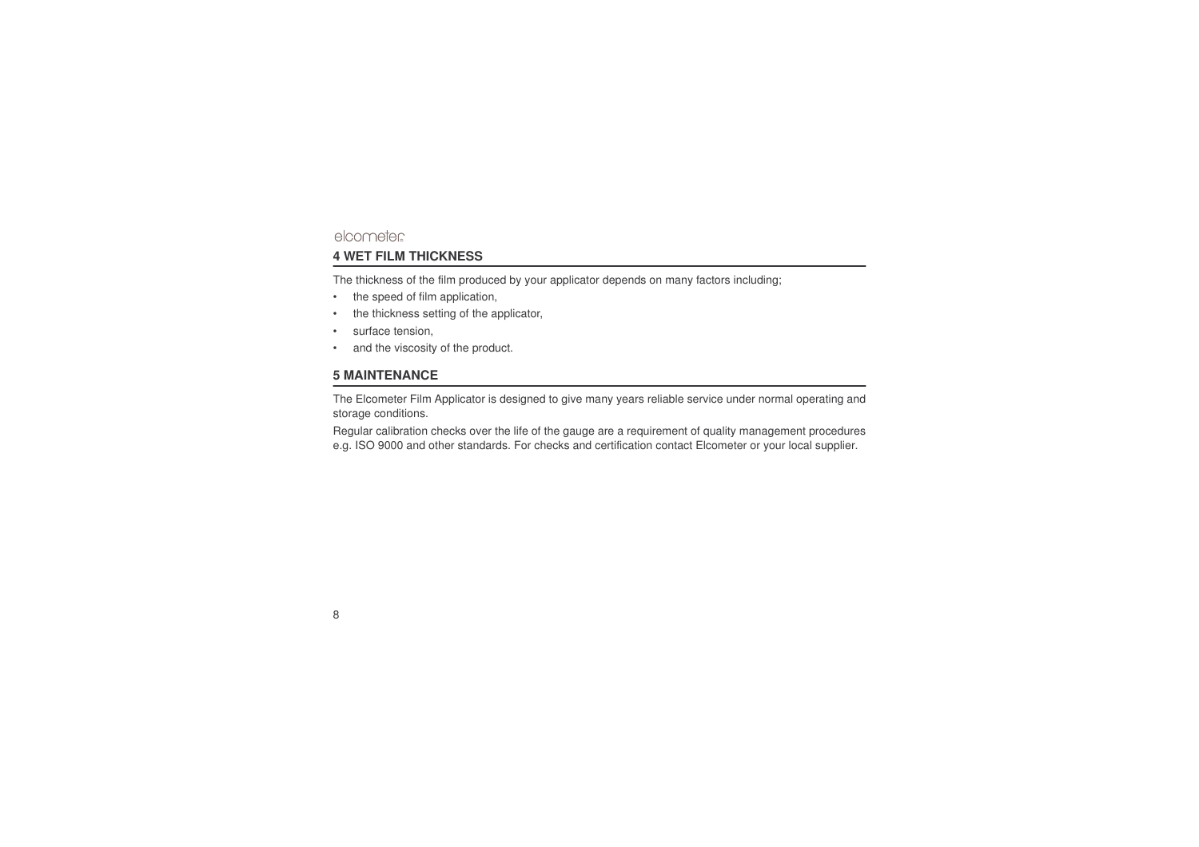## 4 WET FILM THICKNESS

The thickness of the film produced by your applicator depends on many factors including;

- the speed of film application,
- the thickness setting of the applicator,
- surface tension,
- and the viscosity of the product.

## 5 MAINTENANCE

The Elcometer Film Applicator is designed to give many years reliable service under normal operating and storage conditions.

Regular calibration checks over the life of the gauge are a requirement of quality management procedures e.g. ISO 9000 and other standards. For checks and certification contact Elcometer or your local supplier.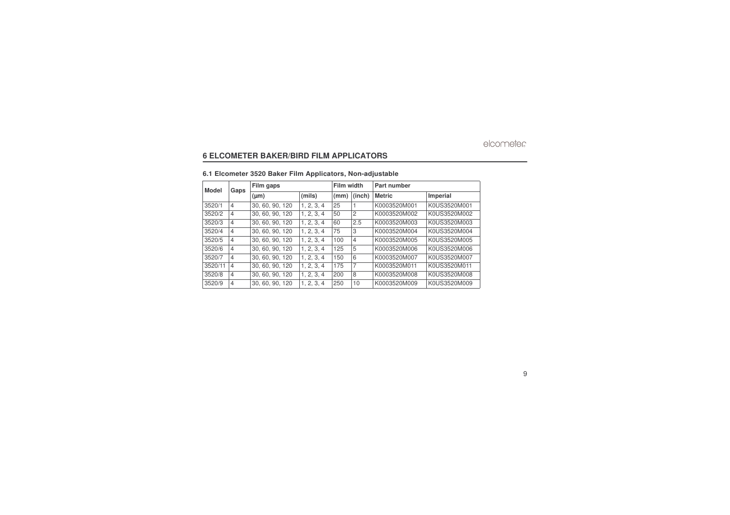## 6 ELCOMETER BAKER/BIRD FILM APPLICATORS

### 6.1 Elcometer 3520 Baker Film Applicators, Non-adjustable

| Model | Gaps | Film gaps | | Film width | | Part number | |
|---|---|---|---|---|---|---|---|
| | | (µm) | (mils) | (mm) | (inch) | Metric | Imperial |
| 3520/1 | 4 | 30, 60, 90, 120 | 1, 2, 3, 4 | 25 | 1 | K0003520M001 | K0US3520M001 |
| 3520/2 | 4 | 30, 60, 90, 120 | 1, 2, 3, 4 | 50 | 2 | K0003520M002 | K0US3520M002 |
| 3520/3 | 4 | 30, 60, 90, 120 | 1, 2, 3, 4 | 60 | 2.5 | K0003520M003 | K0US3520M003 |
| 3520/4 | 4 | 30, 60, 90, 120 | 1, 2, 3, 4 | 75 | 3 | K0003520M004 | K0US3520M004 |
| 3520/5 | 4 | 30, 60, 90, 120 | 1, 2, 3, 4 | 100 | 4 | K0003520M005 | K0US3520M005 |
| 3520/6 | 4 | 30, 60, 90, 120 | 1, 2, 3, 4 | 125 | 5 | K0003520M006 | K0US3520M006 |
| 3520/7 | 4 | 30, 60, 90, 120 | 1, 2, 3, 4 | 150 | 6 | K0003520M007 | K0US3520M007 |
| 3520/11 | 4 | 30, 60, 90, 120 | 1, 2, 3, 4 | 175 | 7 | K0003520M011 | K0US3520M011 |
| 3520/8 | 4 | 30, 60, 90, 120 | 1, 2, 3, 4 | 200 | 8 | K0003520M008 | K0US3520M008 |
| 3520/9 | 4 | 30, 60, 90, 120 | 1, 2, 3, 4 | 250 | 10 | K0003520M009 | K0US3520M009 |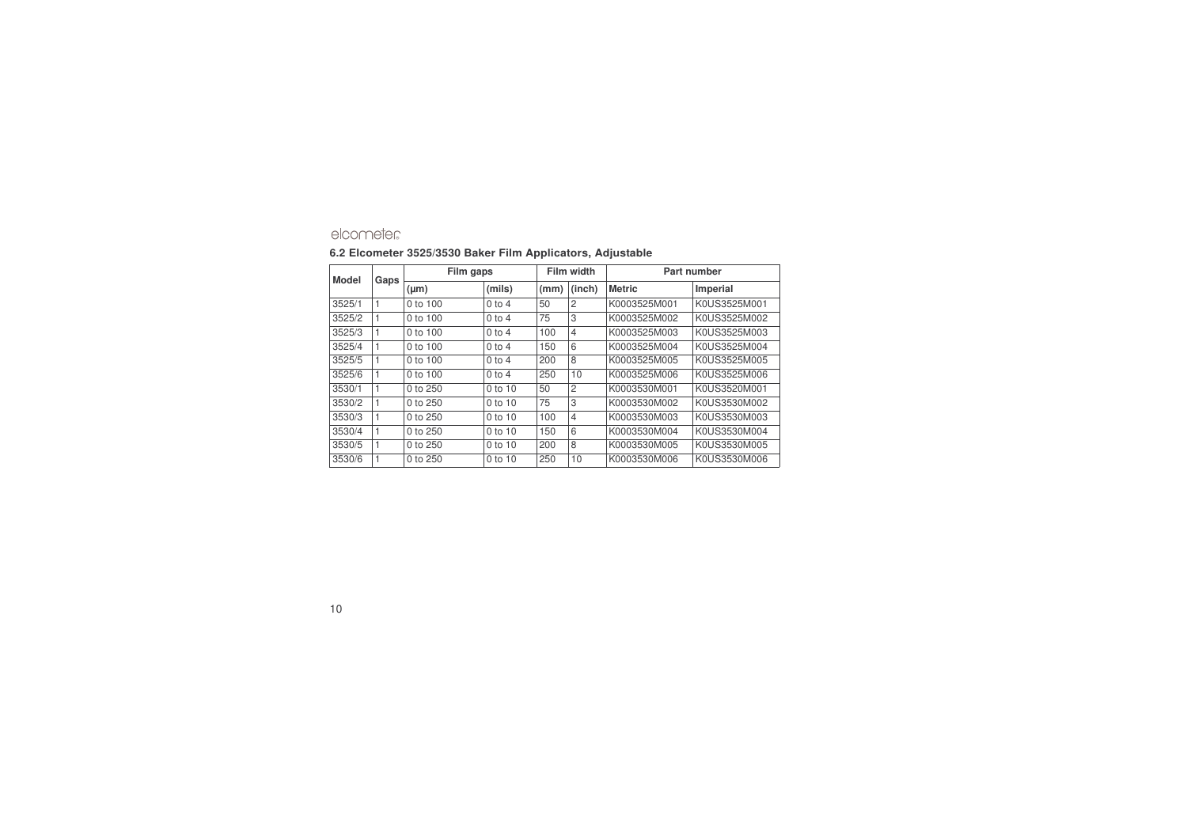## 6.2 Elcometer 3525/3530 Baker Film Applicators, Adjustable

| Model | Gaps | Film gaps | | Film width | | Part number | |
|---|---|---|---|---|---|---|---|
| | | (µm) | (mils) | (mm) | (inch) | Metric | Imperial |
| 3525/1 | 1 | 0 to 100 | 0 to 4 | 50 | 2 | K0003525M001 | K0US3525M001 |
| 3525/2 | 1 | 0 to 100 | 0 to 4 | 75 | 3 | K0003525M002 | K0US3525M002 |
| 3525/3 | 1 | 0 to 100 | 0 to 4 | 100 | 4 | K0003525M003 | K0US3525M003 |
| 3525/4 | 1 | 0 to 100 | 0 to 4 | 150 | 6 | K0003525M004 | K0US3525M004 |
| 3525/5 | 1 | 0 to 100 | 0 to 4 | 200 | 8 | K0003525M005 | K0US3525M005 |
| 3525/6 | 1 | 0 to 100 | 0 to 4 | 250 | 10 | K0003525M006 | K0US3525M006 |
| 3530/1 | 1 | 0 to 250 | 0 to 10 | 50 | 2 | K0003530M001 | K0US3520M001 |
| 3530/2 | 1 | 0 to 250 | 0 to 10 | 75 | 3 | K0003530M002 | K0US3530M002 |
| 3530/3 | 1 | 0 to 250 | 0 to 10 | 100 | 4 | K0003530M003 | K0US3530M003 |
| 3530/4 | 1 | 0 to 250 | 0 to 10 | 150 | 6 | K0003530M004 | K0US3530M004 |
| 3530/5 | 1 | 0 to 250 | 0 to 10 | 200 | 8 | K0003530M005 | K0US3530M005 |
| 3530/6 | 1 | 0 to 250 | 0 to 10 | 250 | 10 | K0003530M006 | K0US3530M006 |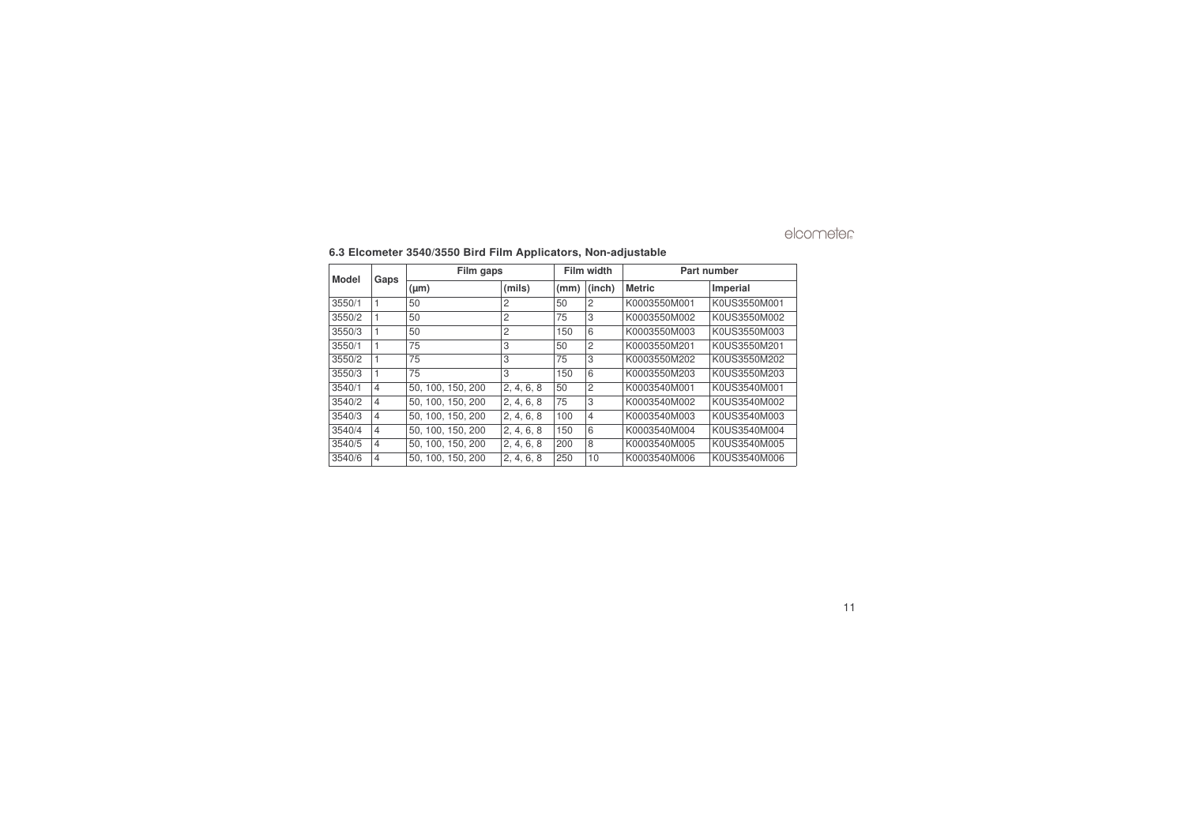### 6.3 Elcometer 3540/3550 Bird Film Applicators, Non-adjustable

| Model | Gaps | Film gaps | | Film width | | Part number | |
|---|---|---|---|---|---|---|---|
| | | (µm) | (mils) | (mm) | (inch) | Metric | Imperial |
| 3550/1 | 1 | 50 | 2 | 50 | 2 | K0003550M001 | K0US3550M001 |
| 3550/2 | 1 | 50 | 2 | 75 | 3 | K0003550M002 | K0US3550M002 |
| 3550/3 | 1 | 50 | 2 | 150 | 6 | K0003550M003 | K0US3550M003 |
| 3550/1 | 1 | 75 | 3 | 50 | 2 | K0003550M201 | K0US3550M201 |
| 3550/2 | 1 | 75 | 3 | 75 | 3 | K0003550M202 | K0US3550M202 |
| 3550/3 | 1 | 75 | 3 | 150 | 6 | K0003550M203 | K0US3550M203 |
| 3540/1 | 4 | 50, 100, 150, 200 | 2, 4, 6, 8 | 50 | 2 | K0003540M001 | K0US3540M001 |
| 3540/2 | 4 | 50, 100, 150, 200 | 2, 4, 6, 8 | 75 | 3 | K0003540M002 | K0US3540M002 |
| 3540/3 | 4 | 50, 100, 150, 200 | 2, 4, 6, 8 | 100 | 4 | K0003540M003 | K0US3540M003 |
| 3540/4 | 4 | 50, 100, 150, 200 | 2, 4, 6, 8 | 150 | 6 | K0003540M004 | K0US3540M004 |
| 3540/5 | 4 | 50, 100, 150, 200 | 2, 4, 6, 8 | 200 | 8 | K0003540M005 | K0US3540M005 |
| 3540/6 | 4 | 50, 100, 150, 200 | 2, 4, 6, 8 | 250 | 10 | K0003540M006 | K0US3540M006 |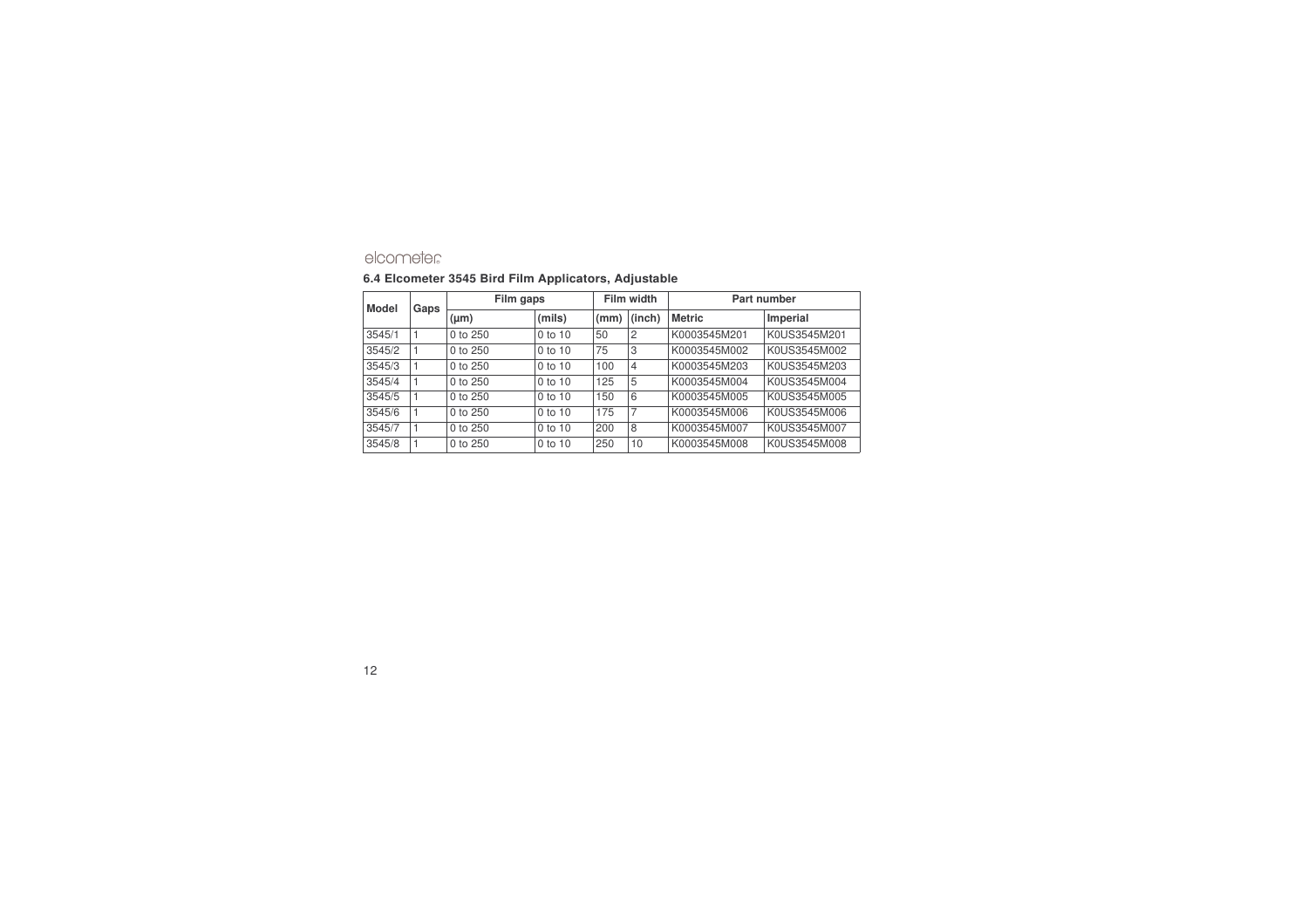## 6.4 Elcometer 3545 Bird Film Applicators, Adjustable

| Model | Gaps | Film gaps | | Film width | | Part number | |
|---|---|---|---|---|---|---|---|
| | | (µm) | (mils) | (mm) | (inch) | Metric | Imperial |
| 3545/1 | 1 | 0 to 250 | 0 to 10 | 50 | 2 | K0003545M201 | K0US3545M201 |
| 3545/2 | 1 | 0 to 250 | 0 to 10 | 75 | 3 | K0003545M002 | K0US3545M002 |
| 3545/3 | 1 | 0 to 250 | 0 to 10 | 100 | 4 | K0003545M203 | K0US3545M203 |
| 3545/4 | 1 | 0 to 250 | 0 to 10 | 125 | 5 | K0003545M004 | K0US3545M004 |
| 3545/5 | 1 | 0 to 250 | 0 to 10 | 150 | 6 | K0003545M005 | K0US3545M005 |
| 3545/6 | 1 | 0 to 250 | 0 to 10 | 175 | 7 | K0003545M006 | K0US3545M006 |
| 3545/7 | 1 | 0 to 250 | 0 to 10 | 200 | 8 | K0003545M007 | K0US3545M007 |
| 3545/8 | 1 | 0 to 250 | 0 to 10 | 250 | 10 | K0003545M008 | K0US3545M008 |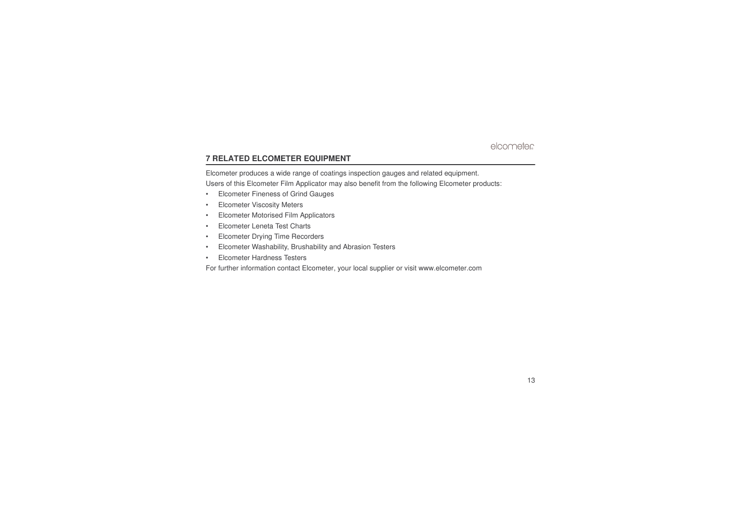## 7 RELATED ELCOMETER EQUIPMENT

Elcometer produces a wide range of coatings inspection gauges and related equipment.

Users of this Elcometer Film Applicator may also benefit from the following Elcometer products:

- Elcometer Fineness of Grind Gauges
- Elcometer Viscosity Meters
- Elcometer Motorised Film Applicators
- Elcometer Leneta Test Charts
- Elcometer Drying Time Recorders
- Elcometer Washability, Brushability and Abrasion Testers
- Elcometer Hardness Testers

For further information contact Elcometer, your local supplier or visit www.elcometer.com